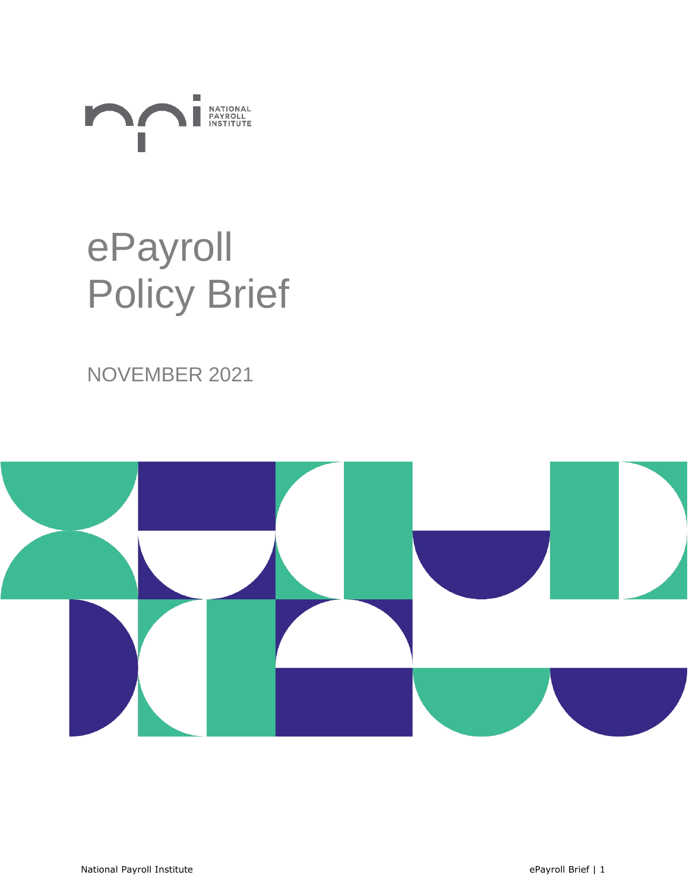NATIONAL PAYROLL INSTITUTE

# ePayroll Policy Brief

NOVEMBER 2021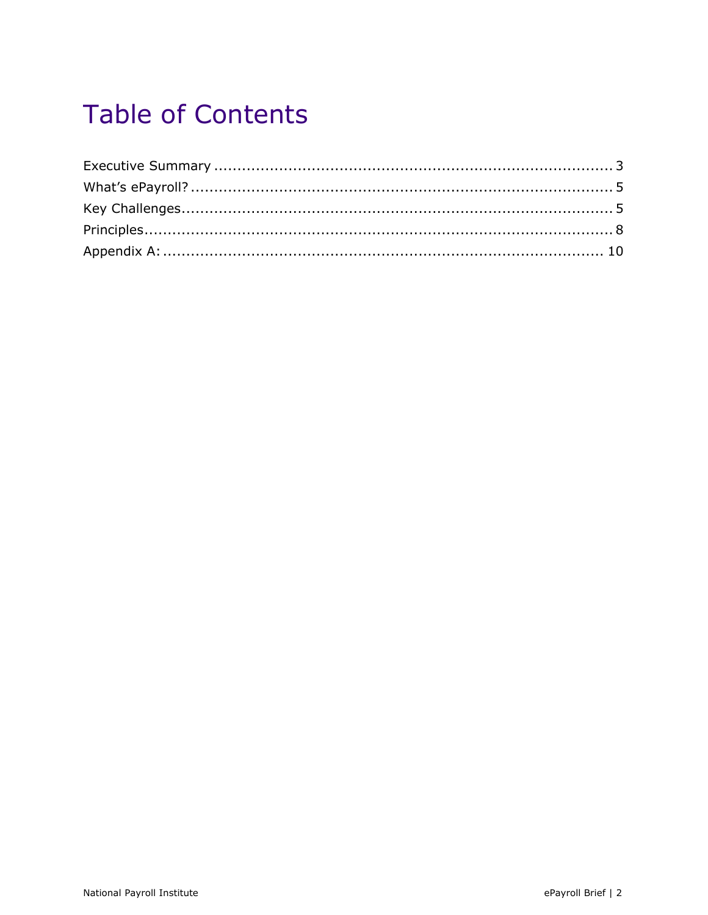# Table of Contents

Executive Summary ........................................................................................ 3
What's ePayroll? ........................................................................................... 5
Key Challenges............................................................................................... 5
Principles........................................................................................................ 8
Appendix A: .................................................................................................. 10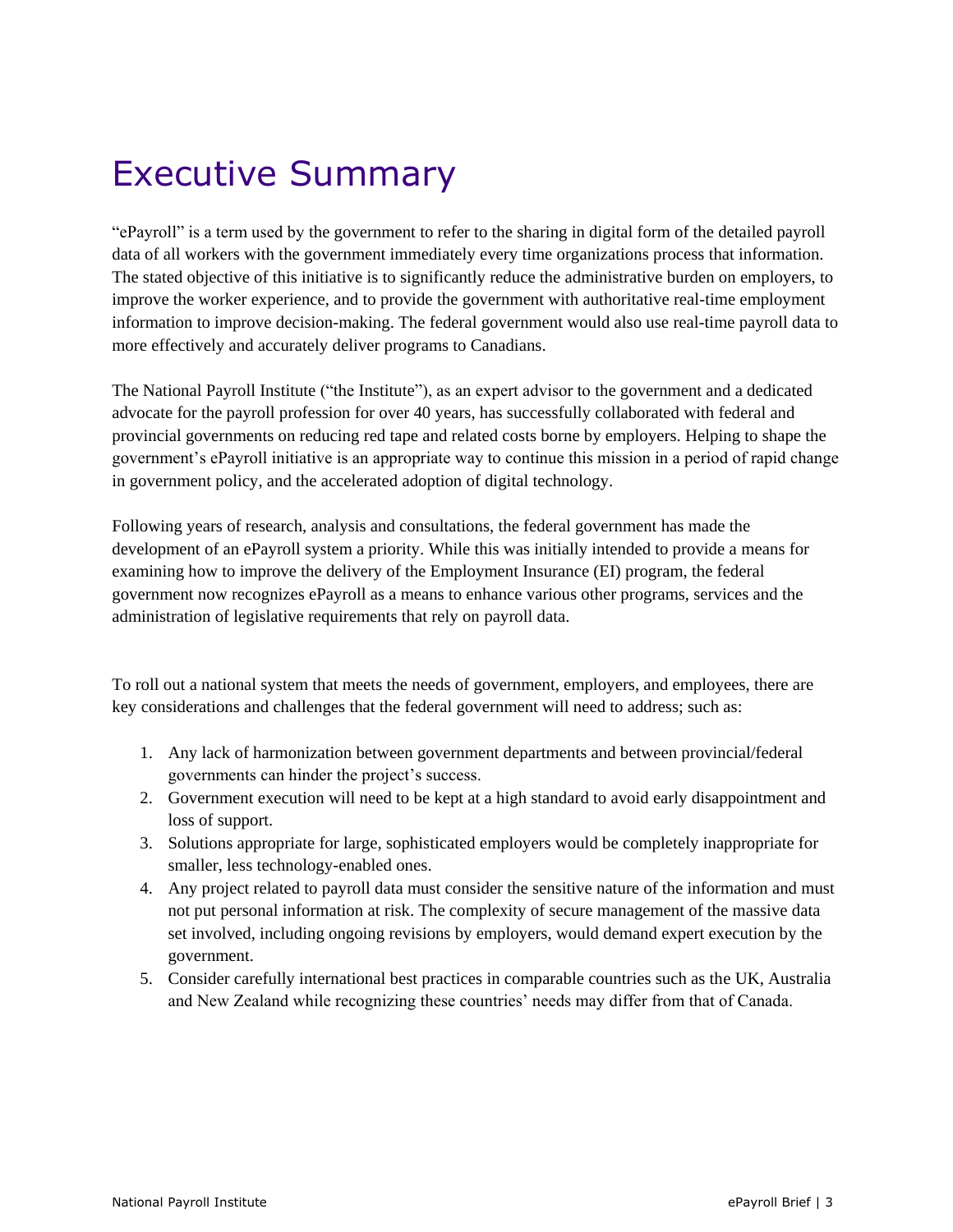# Executive Summary

"ePayroll" is a term used by the government to refer to the sharing in digital form of the detailed payroll data of all workers with the government immediately every time organizations process that information. The stated objective of this initiative is to significantly reduce the administrative burden on employers, to improve the worker experience, and to provide the government with authoritative real-time employment information to improve decision-making. The federal government would also use real-time payroll data to more effectively and accurately deliver programs to Canadians.

The National Payroll Institute ("the Institute"), as an expert advisor to the government and a dedicated advocate for the payroll profession for over 40 years, has successfully collaborated with federal and provincial governments on reducing red tape and related costs borne by employers. Helping to shape the government's ePayroll initiative is an appropriate way to continue this mission in a period of rapid change in government policy, and the accelerated adoption of digital technology.

Following years of research, analysis and consultations, the federal government has made the development of an ePayroll system a priority. While this was initially intended to provide a means for examining how to improve the delivery of the Employment Insurance (EI) program, the federal government now recognizes ePayroll as a means to enhance various other programs, services and the administration of legislative requirements that rely on payroll data.

To roll out a national system that meets the needs of government, employers, and employees, there are key considerations and challenges that the federal government will need to address; such as:

1. Any lack of harmonization between government departments and between provincial/federal governments can hinder the project's success.
2. Government execution will need to be kept at a high standard to avoid early disappointment and loss of support.
3. Solutions appropriate for large, sophisticated employers would be completely inappropriate for smaller, less technology-enabled ones.
4. Any project related to payroll data must consider the sensitive nature of the information and must not put personal information at risk. The complexity of secure management of the massive data set involved, including ongoing revisions by employers, would demand expert execution by the government.
5. Consider carefully international best practices in comparable countries such as the UK, Australia and New Zealand while recognizing these countries' needs may differ from that of Canada.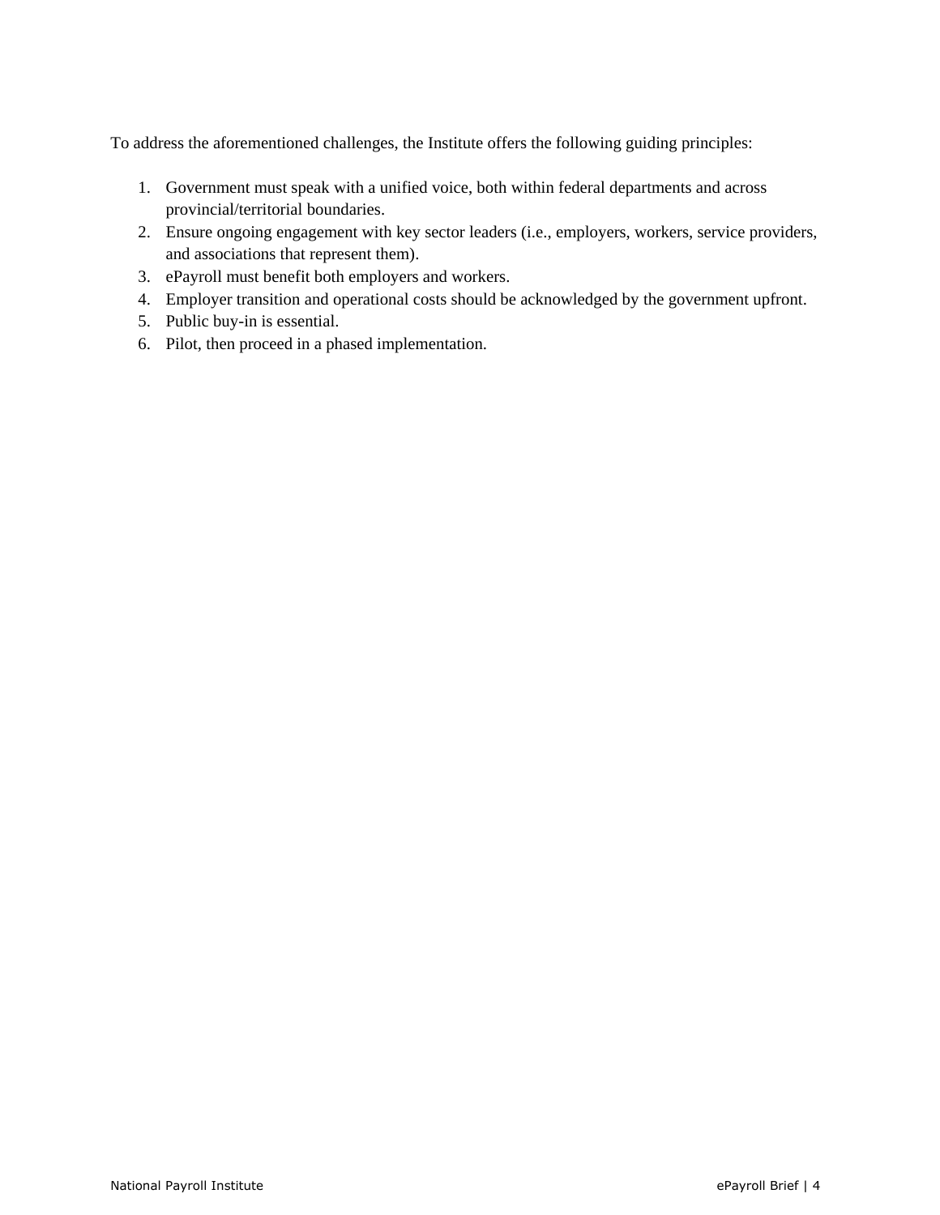To address the aforementioned challenges, the Institute offers the following guiding principles:

1. Government must speak with a unified voice, both within federal departments and across provincial/territorial boundaries.
2. Ensure ongoing engagement with key sector leaders (i.e., employers, workers, service providers, and associations that represent them).
3. ePayroll must benefit both employers and workers.
4. Employer transition and operational costs should be acknowledged by the government upfront.
5. Public buy-in is essential.
6. Pilot, then proceed in a phased implementation.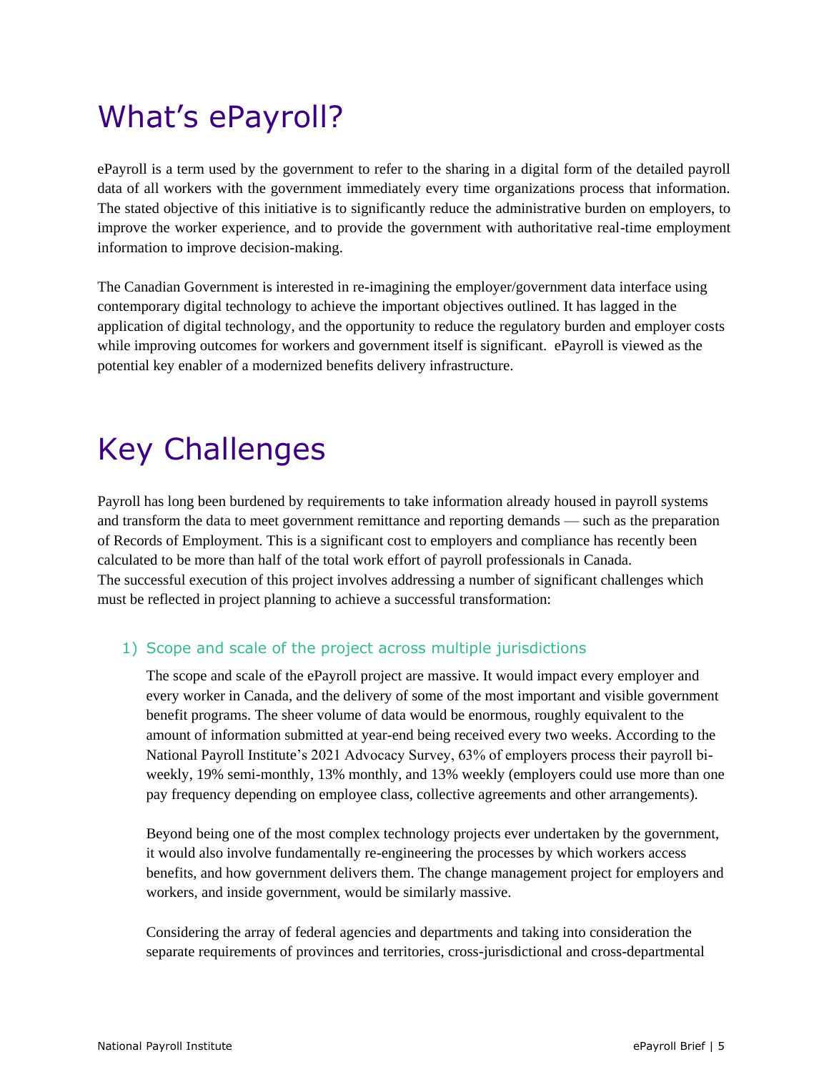# What's ePayroll?

ePayroll is a term used by the government to refer to the sharing in a digital form of the detailed payroll data of all workers with the government immediately every time organizations process that information. The stated objective of this initiative is to significantly reduce the administrative burden on employers, to improve the worker experience, and to provide the government with authoritative real-time employment information to improve decision-making.

The Canadian Government is interested in re-imagining the employer/government data interface using contemporary digital technology to achieve the important objectives outlined. It has lagged in the application of digital technology, and the opportunity to reduce the regulatory burden and employer costs while improving outcomes for workers and government itself is significant. ePayroll is viewed as the potential key enabler of a modernized benefits delivery infrastructure.

# Key Challenges

Payroll has long been burdened by requirements to take information already housed in payroll systems and transform the data to meet government remittance and reporting demands — such as the preparation of Records of Employment. This is a significant cost to employers and compliance has recently been calculated to be more than half of the total work effort of payroll professionals in Canada.
The successful execution of this project involves addressing a number of significant challenges which must be reflected in project planning to achieve a successful transformation:

## 1) Scope and scale of the project across multiple jurisdictions

The scope and scale of the ePayroll project are massive. It would impact every employer and every worker in Canada, and the delivery of some of the most important and visible government benefit programs. The sheer volume of data would be enormous, roughly equivalent to the amount of information submitted at year-end being received every two weeks. According to the National Payroll Institute's 2021 Advocacy Survey, 63% of employers process their payroll bi-weekly, 19% semi-monthly, 13% monthly, and 13% weekly (employers could use more than one pay frequency depending on employee class, collective agreements and other arrangements).

Beyond being one of the most complex technology projects ever undertaken by the government, it would also involve fundamentally re-engineering the processes by which workers access benefits, and how government delivers them. The change management project for employers and workers, and inside government, would be similarly massive.

Considering the array of federal agencies and departments and taking into consideration the separate requirements of provinces and territories, cross-jurisdictional and cross-departmental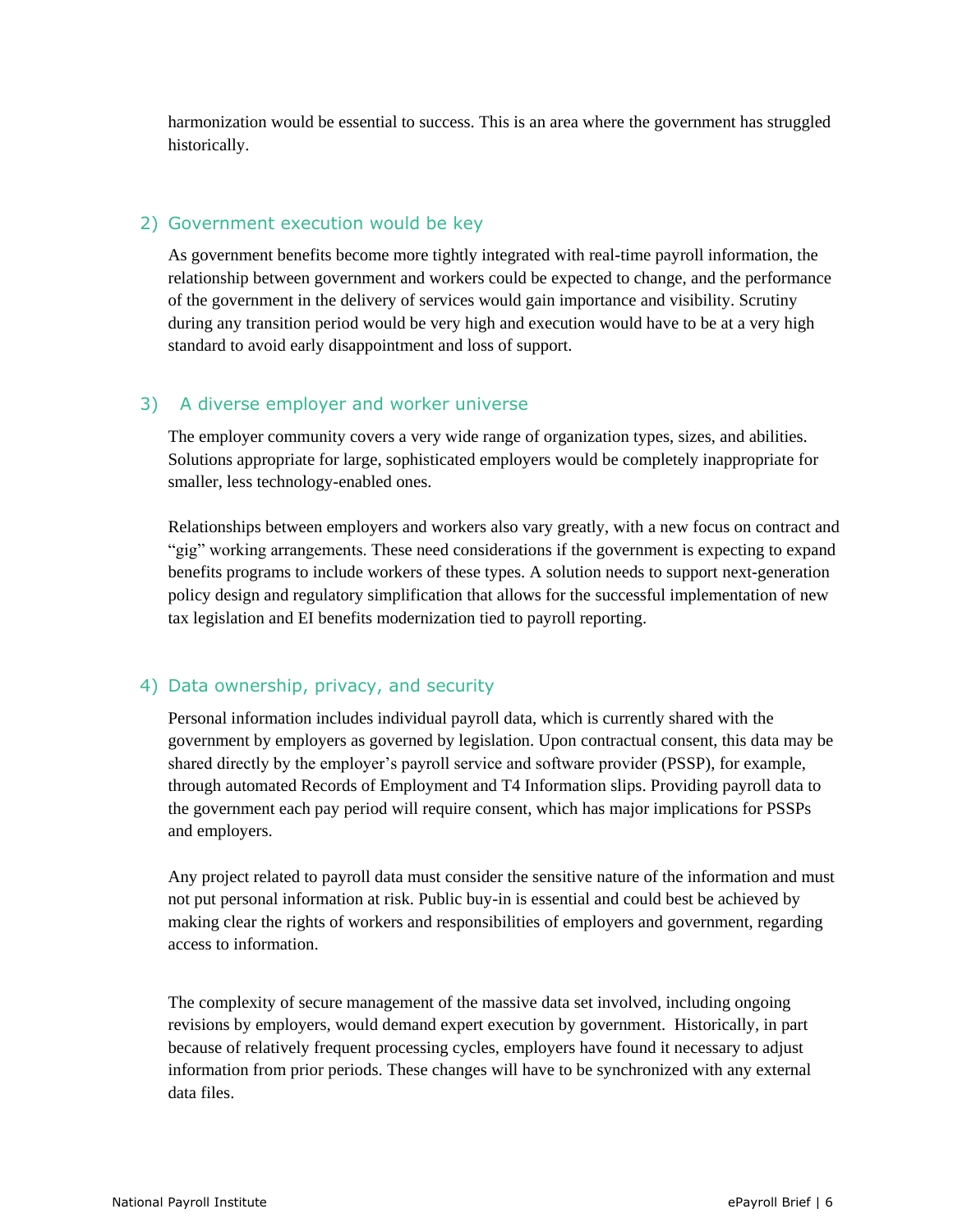harmonization would be essential to success. This is an area where the government has struggled historically.

### 2) Government execution would be key

As government benefits become more tightly integrated with real-time payroll information, the relationship between government and workers could be expected to change, and the performance of the government in the delivery of services would gain importance and visibility. Scrutiny during any transition period would be very high and execution would have to be at a very high standard to avoid early disappointment and loss of support.

### 3) A diverse employer and worker universe

The employer community covers a very wide range of organization types, sizes, and abilities. Solutions appropriate for large, sophisticated employers would be completely inappropriate for smaller, less technology-enabled ones.

Relationships between employers and workers also vary greatly, with a new focus on contract and "gig" working arrangements. These need considerations if the government is expecting to expand benefits programs to include workers of these types. A solution needs to support next-generation policy design and regulatory simplification that allows for the successful implementation of new tax legislation and EI benefits modernization tied to payroll reporting.

### 4) Data ownership, privacy, and security

Personal information includes individual payroll data, which is currently shared with the government by employers as governed by legislation. Upon contractual consent, this data may be shared directly by the employer's payroll service and software provider (PSSP), for example, through automated Records of Employment and T4 Information slips. Providing payroll data to the government each pay period will require consent, which has major implications for PSSPs and employers.

Any project related to payroll data must consider the sensitive nature of the information and must not put personal information at risk. Public buy-in is essential and could best be achieved by making clear the rights of workers and responsibilities of employers and government, regarding access to information.

The complexity of secure management of the massive data set involved, including ongoing revisions by employers, would demand expert execution by government. Historically, in part because of relatively frequent processing cycles, employers have found it necessary to adjust information from prior periods. These changes will have to be synchronized with any external data files.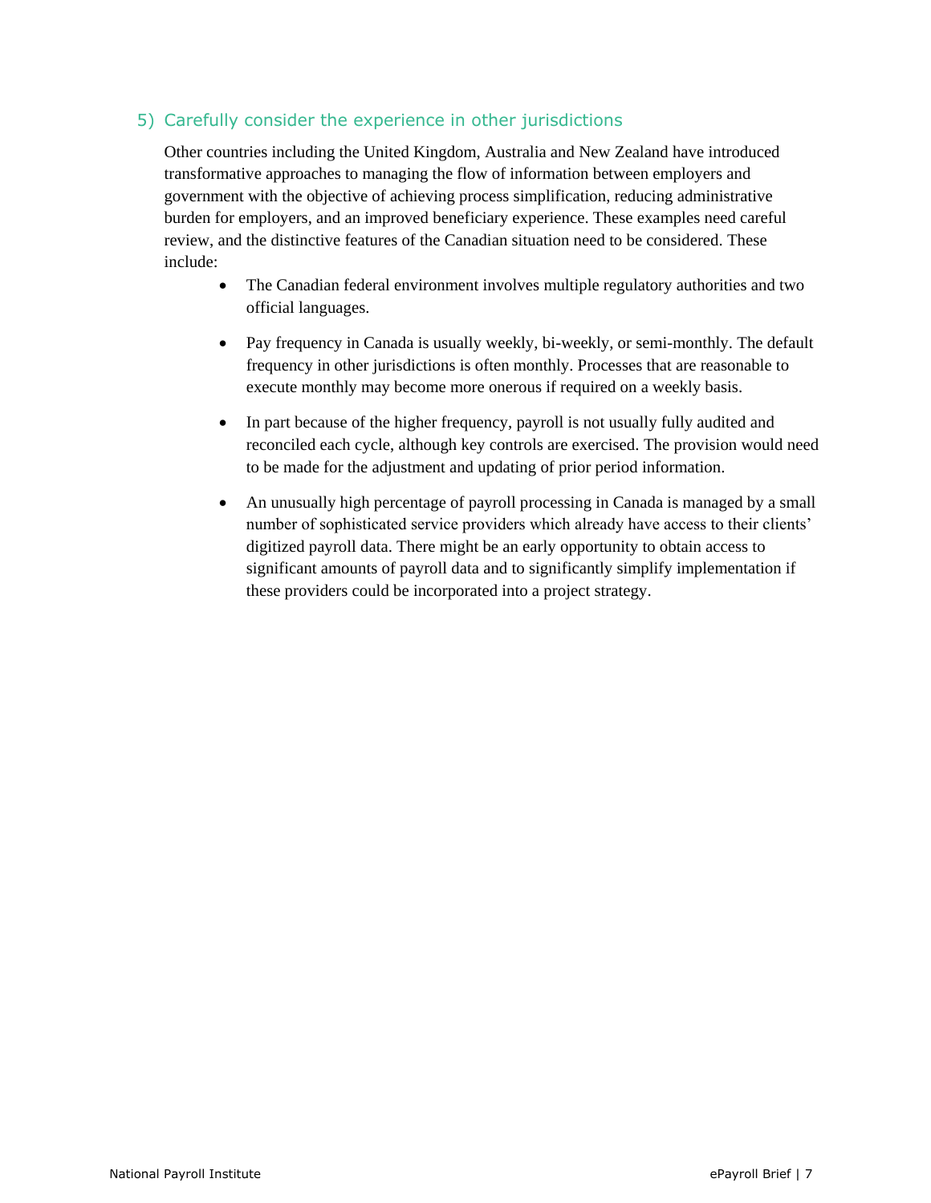## 5) Carefully consider the experience in other jurisdictions

Other countries including the United Kingdom, Australia and New Zealand have introduced transformative approaches to managing the flow of information between employers and government with the objective of achieving process simplification, reducing administrative burden for employers, and an improved beneficiary experience. These examples need careful review, and the distinctive features of the Canadian situation need to be considered. These include:

- The Canadian federal environment involves multiple regulatory authorities and two official languages.
- Pay frequency in Canada is usually weekly, bi-weekly, or semi-monthly. The default frequency in other jurisdictions is often monthly. Processes that are reasonable to execute monthly may become more onerous if required on a weekly basis.
- In part because of the higher frequency, payroll is not usually fully audited and reconciled each cycle, although key controls are exercised. The provision would need to be made for the adjustment and updating of prior period information.
- An unusually high percentage of payroll processing in Canada is managed by a small number of sophisticated service providers which already have access to their clients' digitized payroll data. There might be an early opportunity to obtain access to significant amounts of payroll data and to significantly simplify implementation if these providers could be incorporated into a project strategy.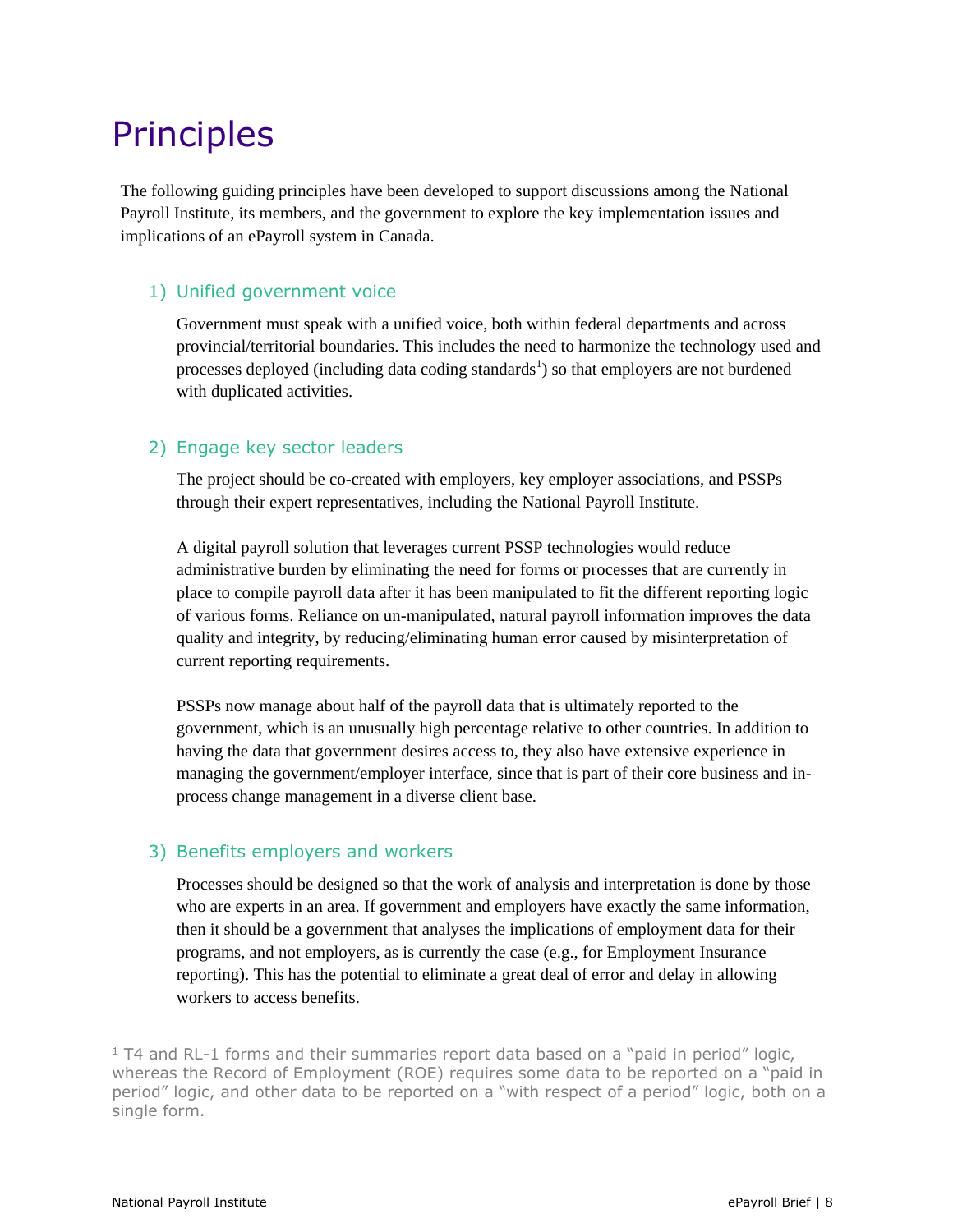# Principles

The following guiding principles have been developed to support discussions among the National Payroll Institute, its members, and the government to explore the key implementation issues and implications of an ePayroll system in Canada.

## 1) Unified government voice

Government must speak with a unified voice, both within federal departments and across provincial/territorial boundaries. This includes the need to harmonize the technology used and processes deployed (including data coding standards[1]) so that employers are not burdened with duplicated activities.

## 2) Engage key sector leaders

The project should be co-created with employers, key employer associations, and PSSPs through their expert representatives, including the National Payroll Institute.

A digital payroll solution that leverages current PSSP technologies would reduce administrative burden by eliminating the need for forms or processes that are currently in place to compile payroll data after it has been manipulated to fit the different reporting logic of various forms. Reliance on un-manipulated, natural payroll information improves the data quality and integrity, by reducing/eliminating human error caused by misinterpretation of current reporting requirements.

PSSPs now manage about half of the payroll data that is ultimately reported to the government, which is an unusually high percentage relative to other countries. In addition to having the data that government desires access to, they also have extensive experience in managing the government/employer interface, since that is part of their core business and in-process change management in a diverse client base.

## 3) Benefits employers and workers

Processes should be designed so that the work of analysis and interpretation is done by those who are experts in an area. If government and employers have exactly the same information, then it should be a government that analyses the implications of employment data for their programs, and not employers, as is currently the case (e.g., for Employment Insurance reporting). This has the potential to eliminate a great deal of error and delay in allowing workers to access benefits.

---

[1] T4 and RL-1 forms and their summaries report data based on a "paid in period" logic, whereas the Record of Employment (ROE) requires some data to be reported on a "paid in period" logic, and other data to be reported on a "with respect of a period" logic, both on a single form.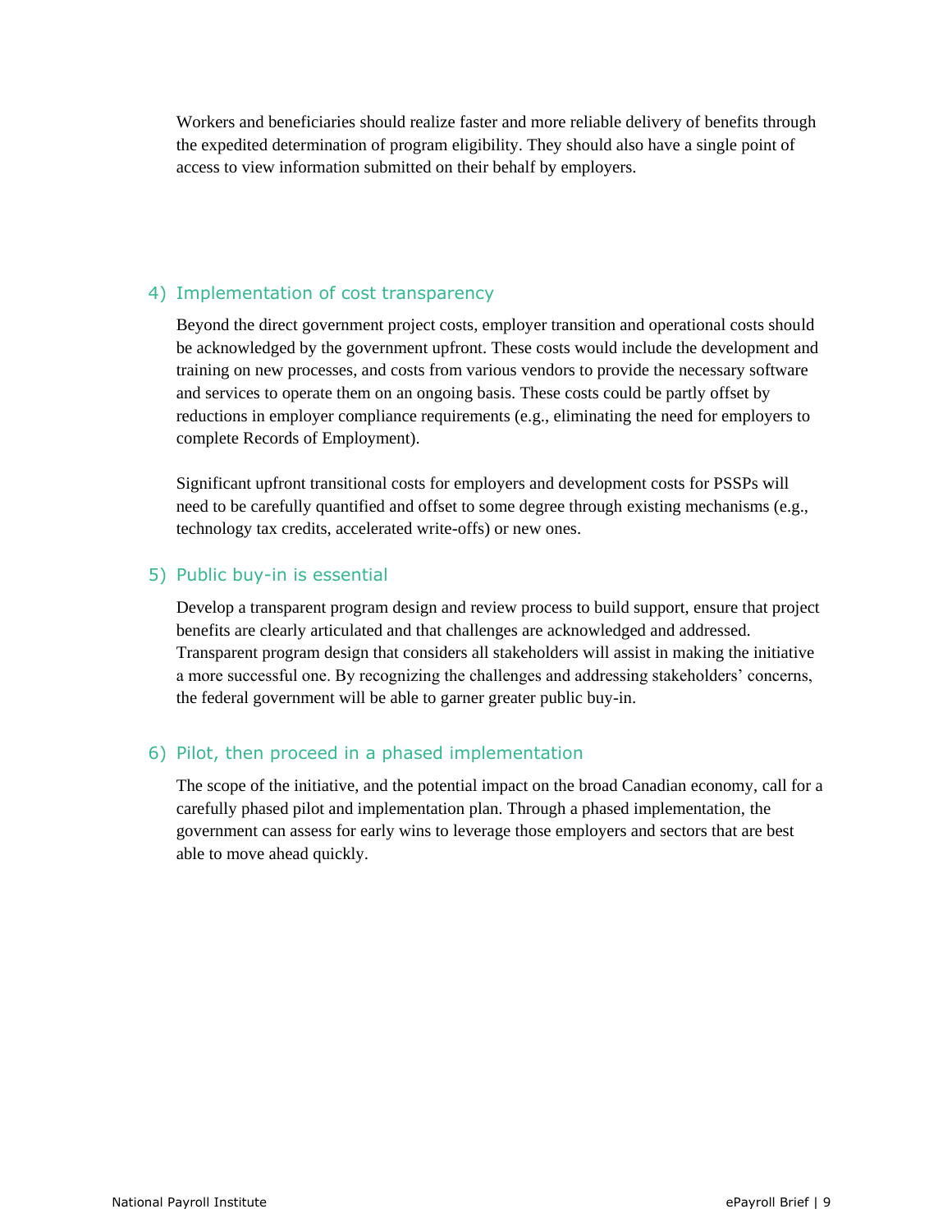Workers and beneficiaries should realize faster and more reliable delivery of benefits through the expedited determination of program eligibility. They should also have a single point of access to view information submitted on their behalf by employers.

### 4) Implementation of cost transparency

Beyond the direct government project costs, employer transition and operational costs should be acknowledged by the government upfront. These costs would include the development and training on new processes, and costs from various vendors to provide the necessary software and services to operate them on an ongoing basis. These costs could be partly offset by reductions in employer compliance requirements (e.g., eliminating the need for employers to complete Records of Employment).

Significant upfront transitional costs for employers and development costs for PSSPs will need to be carefully quantified and offset to some degree through existing mechanisms (e.g., technology tax credits, accelerated write-offs) or new ones.

### 5) Public buy-in is essential

Develop a transparent program design and review process to build support, ensure that project benefits are clearly articulated and that challenges are acknowledged and addressed. Transparent program design that considers all stakeholders will assist in making the initiative a more successful one. By recognizing the challenges and addressing stakeholders' concerns, the federal government will be able to garner greater public buy-in.

### 6) Pilot, then proceed in a phased implementation

The scope of the initiative, and the potential impact on the broad Canadian economy, call for a carefully phased pilot and implementation plan. Through a phased implementation, the government can assess for early wins to leverage those employers and sectors that are best able to move ahead quickly.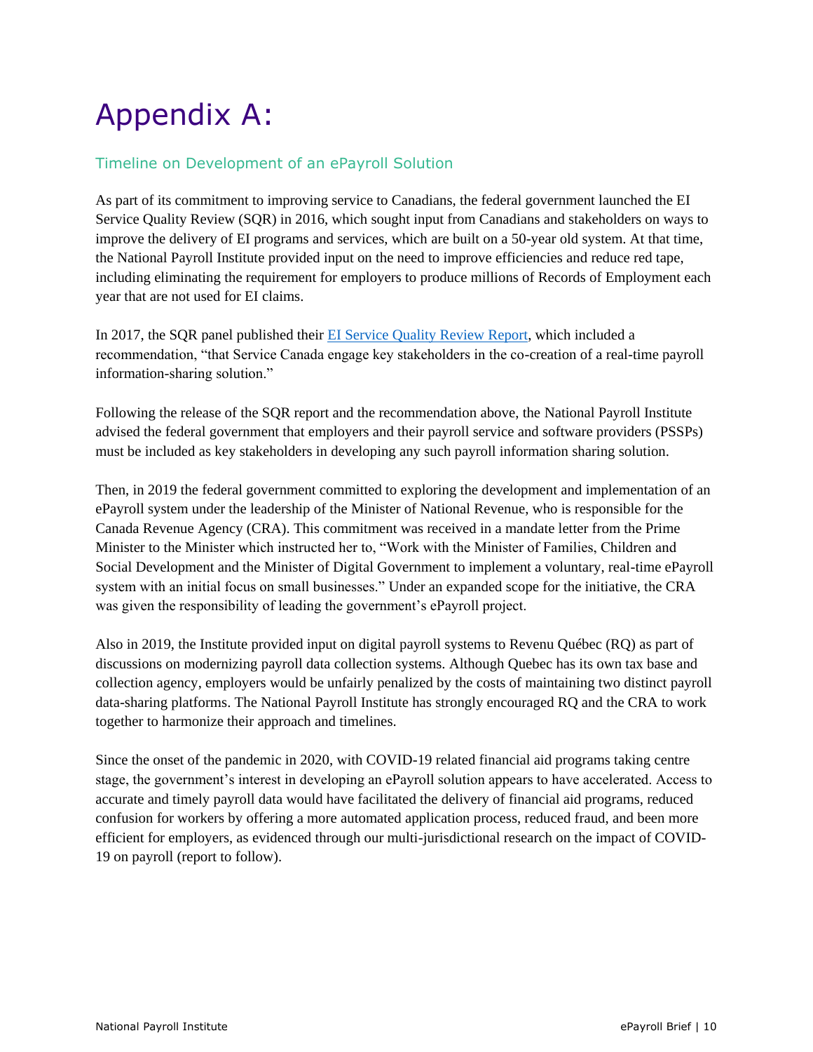# Appendix A:

## Timeline on Development of an ePayroll Solution

As part of its commitment to improving service to Canadians, the federal government launched the EI Service Quality Review (SQR) in 2016, which sought input from Canadians and stakeholders on ways to improve the delivery of EI programs and services, which are built on a 50-year old system. At that time, the National Payroll Institute provided input on the need to improve efficiencies and reduce red tape, including eliminating the requirement for employers to produce millions of Records of Employment each year that are not used for EI claims.

In 2017, the SQR panel published their [EI Service Quality Review Report](), which included a recommendation, "that Service Canada engage key stakeholders in the co-creation of a real-time payroll information-sharing solution."

Following the release of the SQR report and the recommendation above, the National Payroll Institute advised the federal government that employers and their payroll service and software providers (PSSPs) must be included as key stakeholders in developing any such payroll information sharing solution.

Then, in 2019 the federal government committed to exploring the development and implementation of an ePayroll system under the leadership of the Minister of National Revenue, who is responsible for the Canada Revenue Agency (CRA). This commitment was received in a mandate letter from the Prime Minister to the Minister which instructed her to, "Work with the Minister of Families, Children and Social Development and the Minister of Digital Government to implement a voluntary, real-time ePayroll system with an initial focus on small businesses." Under an expanded scope for the initiative, the CRA was given the responsibility of leading the government's ePayroll project.

Also in 2019, the Institute provided input on digital payroll systems to Revenu Québec (RQ) as part of discussions on modernizing payroll data collection systems. Although Quebec has its own tax base and collection agency, employers would be unfairly penalized by the costs of maintaining two distinct payroll data-sharing platforms. The National Payroll Institute has strongly encouraged RQ and the CRA to work together to harmonize their approach and timelines.

Since the onset of the pandemic in 2020, with COVID-19 related financial aid programs taking centre stage, the government's interest in developing an ePayroll solution appears to have accelerated. Access to accurate and timely payroll data would have facilitated the delivery of financial aid programs, reduced confusion for workers by offering a more automated application process, reduced fraud, and been more efficient for employers, as evidenced through our multi-jurisdictional research on the impact of COVID-19 on payroll (report to follow).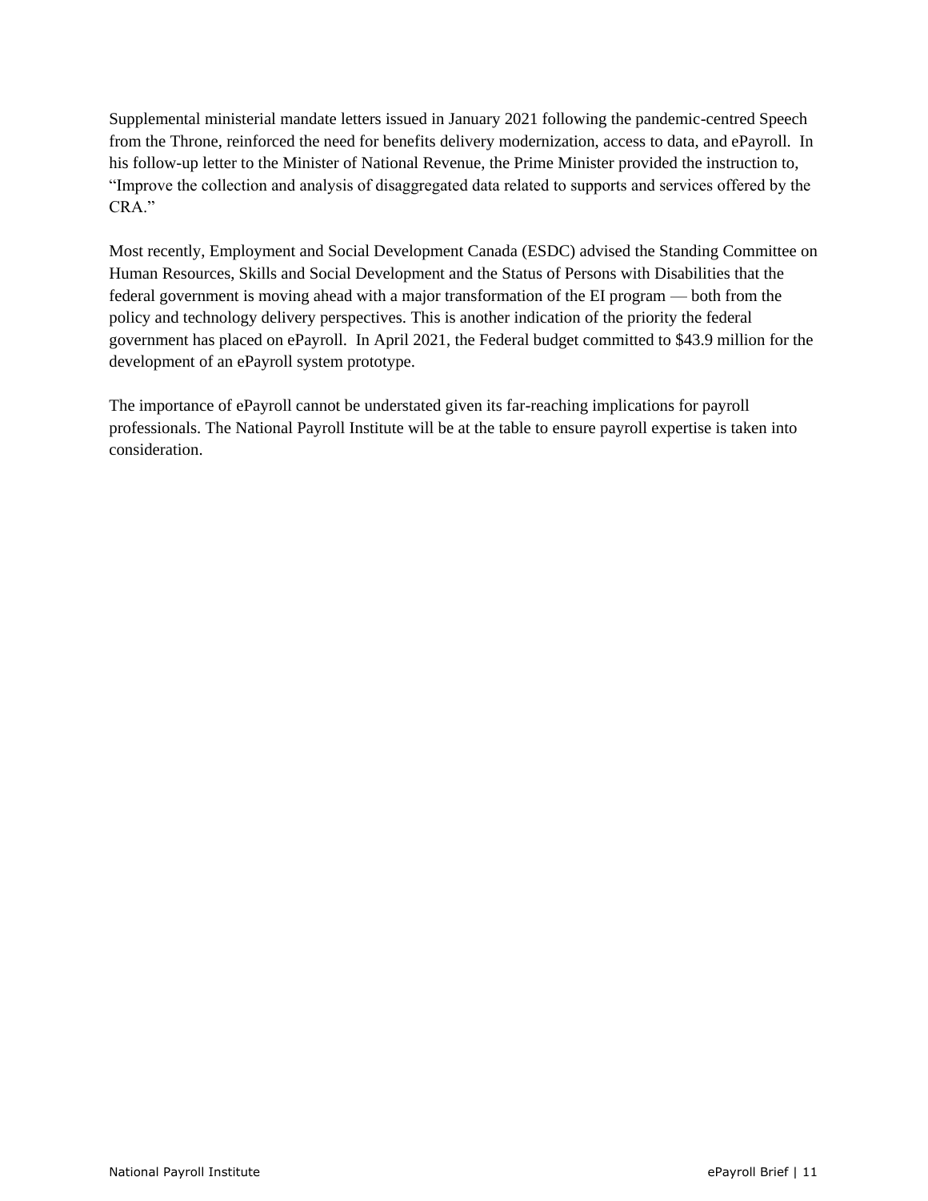Supplemental ministerial mandate letters issued in January 2021 following the pandemic-centred Speech from the Throne, reinforced the need for benefits delivery modernization, access to data, and ePayroll. In his follow-up letter to the Minister of National Revenue, the Prime Minister provided the instruction to, "Improve the collection and analysis of disaggregated data related to supports and services offered by the CRA."

Most recently, Employment and Social Development Canada (ESDC) advised the Standing Committee on Human Resources, Skills and Social Development and the Status of Persons with Disabilities that the federal government is moving ahead with a major transformation of the EI program — both from the policy and technology delivery perspectives. This is another indication of the priority the federal government has placed on ePayroll. In April 2021, the Federal budget committed to $43.9 million for the development of an ePayroll system prototype.

The importance of ePayroll cannot be understated given its far-reaching implications for payroll professionals. The National Payroll Institute will be at the table to ensure payroll expertise is taken into consideration.